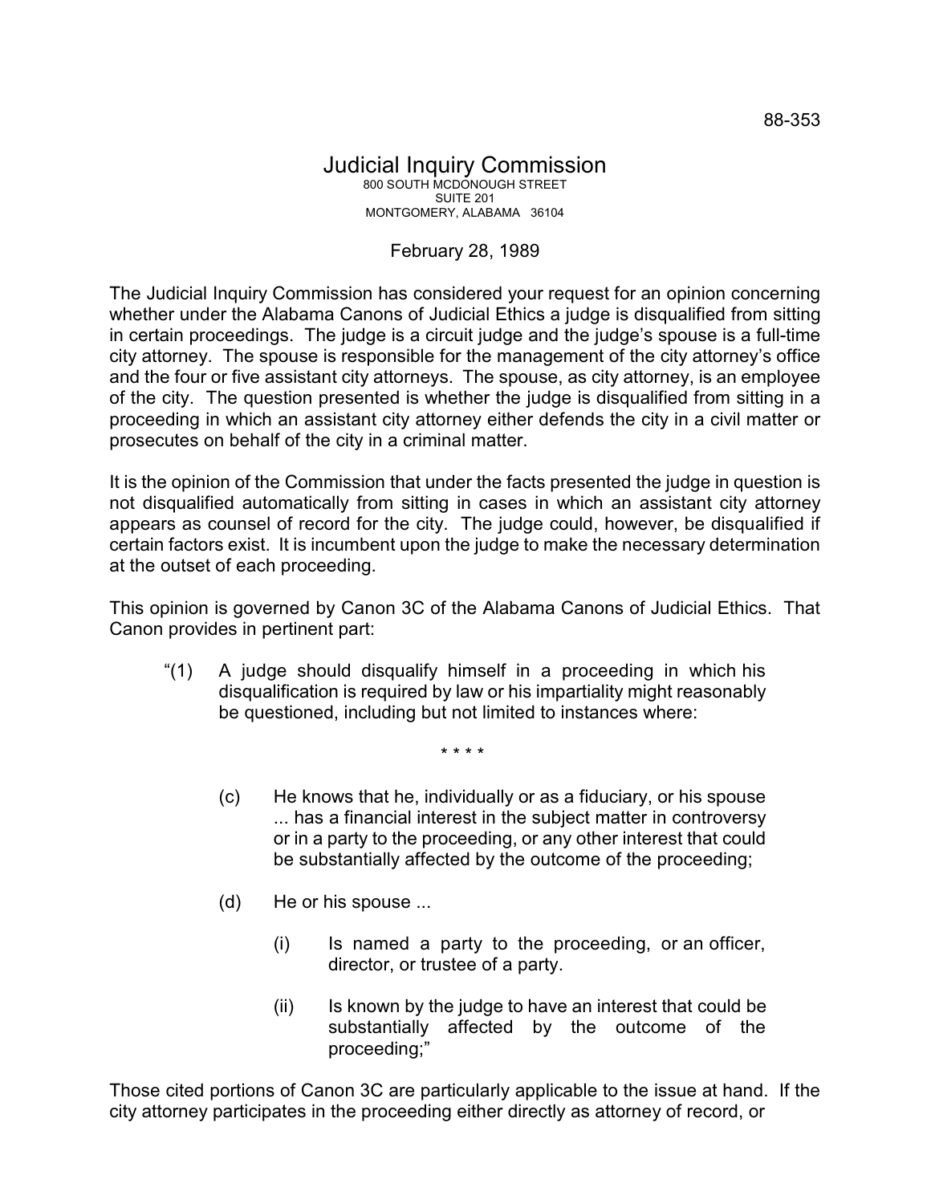88-353

# Judicial Inquiry Commission

800 SOUTH MCDONOUGH STREET
SUITE 201
MONTGOMERY, ALABAMA 36104

February 28, 1989

The Judicial Inquiry Commission has considered your request for an opinion concerning whether under the Alabama Canons of Judicial Ethics a judge is disqualified from sitting in certain proceedings. The judge is a circuit judge and the judge's spouse is a full-time city attorney. The spouse is responsible for the management of the city attorney's office and the four or five assistant city attorneys. The spouse, as city attorney, is an employee of the city. The question presented is whether the judge is disqualified from sitting in a proceeding in which an assistant city attorney either defends the city in a civil matter or prosecutes on behalf of the city in a criminal matter.

It is the opinion of the Commission that under the facts presented the judge in question is not disqualified automatically from sitting in cases in which an assistant city attorney appears as counsel of record for the city. The judge could, however, be disqualified if certain factors exist. It is incumbent upon the judge to make the necessary determination at the outset of each proceeding.

This opinion is governed by Canon 3C of the Alabama Canons of Judicial Ethics. That Canon provides in pertinent part:

> "(1) A judge should disqualify himself in a proceeding in which his disqualification is required by law or his impartiality might reasonably be questioned, including but not limited to instances where:
>
> \* \* \* \*
>
> (c) He knows that he, individually or as a fiduciary, or his spouse ... has a financial interest in the subject matter in controversy or in a party to the proceeding, or any other interest that could be substantially affected by the outcome of the proceeding;
>
> (d) He or his spouse ...
>
> (i) Is named a party to the proceeding, or an officer, director, or trustee of a party.
>
> (ii) Is known by the judge to have an interest that could be substantially affected by the outcome of the proceeding;"

Those cited portions of Canon 3C are particularly applicable to the issue at hand. If the city attorney participates in the proceeding either directly as attorney of record, or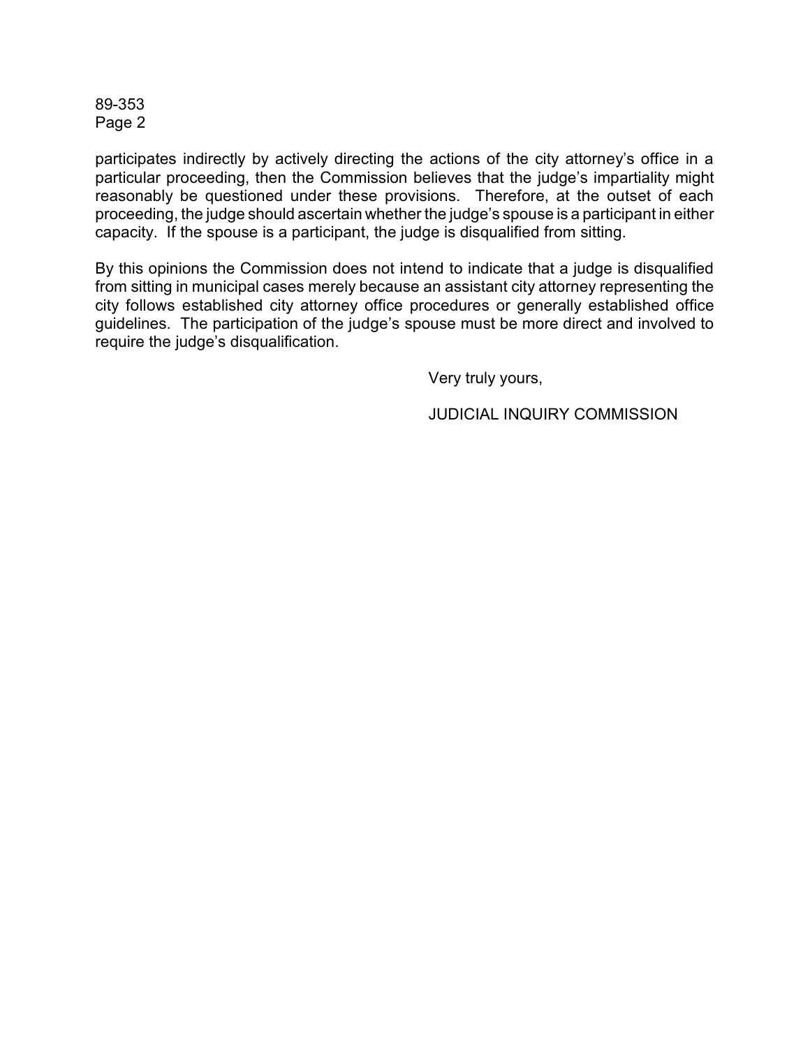participates indirectly by actively directing the actions of the city attorney's office in a particular proceeding, then the Commission believes that the judge's impartiality might reasonably be questioned under these provisions. Therefore, at the outset of each proceeding, the judge should ascertain whether the judge's spouse is a participant in either capacity. If the spouse is a participant, the judge is disqualified from sitting.

By this opinions the Commission does not intend to indicate that a judge is disqualified from sitting in municipal cases merely because an assistant city attorney representing the city follows established city attorney office procedures or generally established office guidelines. The participation of the judge's spouse must be more direct and involved to require the judge's disqualification.

Very truly yours,

JUDICIAL INQUIRY COMMISSION